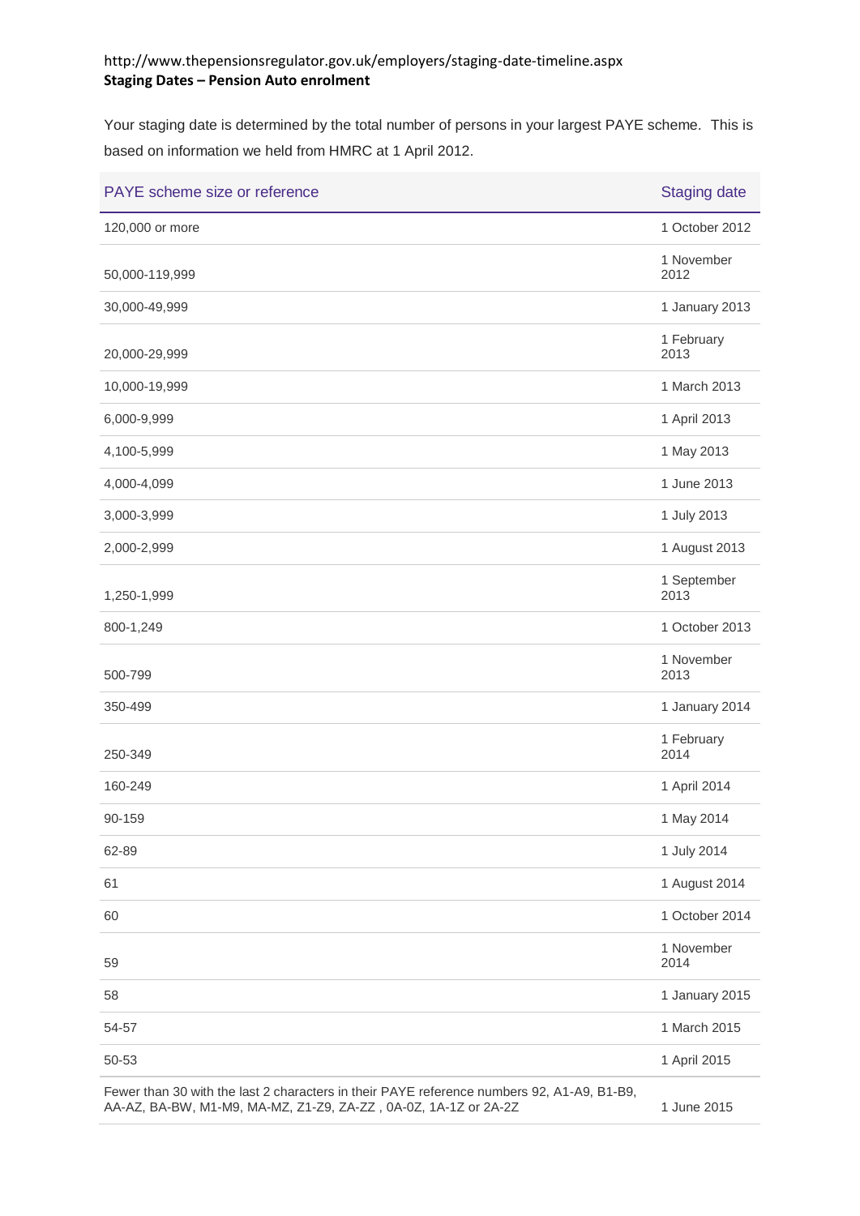http://www.thepensionsregulator.gov.uk/employers/staging-date-timeline.aspx

**Staging Dates – Pension Auto enrolment**

Your staging date is determined by the total number of persons in your largest PAYE scheme. This is based on information we held from HMRC at 1 April 2012.

| PAYE scheme size or reference | Staging date |
|---|---|
| 120,000 or more | 1 October 2012 |
| 50,000-119,999 | 1 November 2012 |
| 30,000-49,999 | 1 January 2013 |
| 20,000-29,999 | 1 February 2013 |
| 10,000-19,999 | 1 March 2013 |
| 6,000-9,999 | 1 April 2013 |
| 4,100-5,999 | 1 May 2013 |
| 4,000-4,099 | 1 June 2013 |
| 3,000-3,999 | 1 July 2013 |
| 2,000-2,999 | 1 August 2013 |
| 1,250-1,999 | 1 September 2013 |
| 800-1,249 | 1 October 2013 |
| 500-799 | 1 November 2013 |
| 350-499 | 1 January 2014 |
| 250-349 | 1 February 2014 |
| 160-249 | 1 April 2014 |
| 90-159 | 1 May 2014 |
| 62-89 | 1 July 2014 |
| 61 | 1 August 2014 |
| 60 | 1 October 2014 |
| 59 | 1 November 2014 |
| 58 | 1 January 2015 |
| 54-57 | 1 March 2015 |
| 50-53 | 1 April 2015 |
| Fewer than 30 with the last 2 characters in their PAYE reference numbers 92, A1-A9, B1-B9, AA-AZ, BA-BW, M1-M9, MA-MZ, Z1-Z9, ZA-ZZ , 0A-0Z, 1A-1Z or 2A-2Z | 1 June 2015 |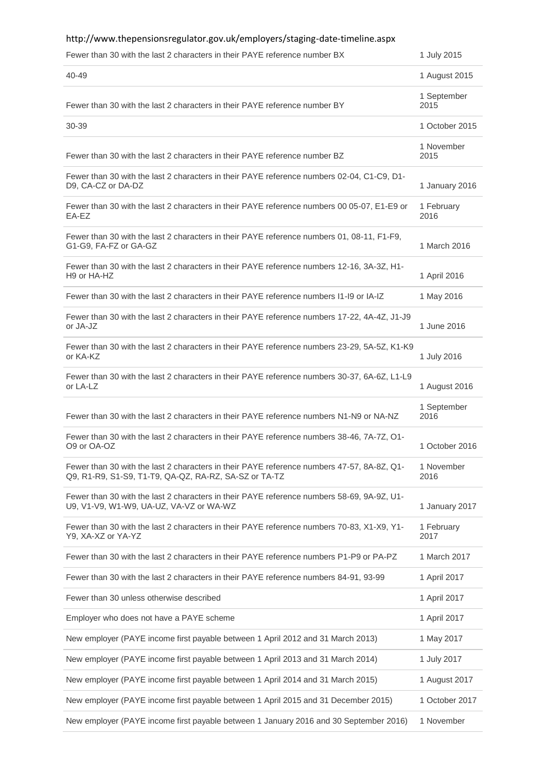http://www.thepensionsregulator.gov.uk/employers/staging-date-timeline.aspx

| | |
|---|---|
| Fewer than 30 with the last 2 characters in their PAYE reference number BX | 1 July 2015 |
| 40-49 | 1 August 2015 |
| Fewer than 30 with the last 2 characters in their PAYE reference number BY | 1 September 2015 |
| 30-39 | 1 October 2015 |
| Fewer than 30 with the last 2 characters in their PAYE reference number BZ | 1 November 2015 |
| Fewer than 30 with the last 2 characters in their PAYE reference numbers 02-04, C1-C9, D1-D9, CA-CZ or DA-DZ | 1 January 2016 |
| Fewer than 30 with the last 2 characters in their PAYE reference numbers 00 05-07, E1-E9 or EA-EZ | 1 February 2016 |
| Fewer than 30 with the last 2 characters in their PAYE reference numbers 01, 08-11, F1-F9, G1-G9, FA-FZ or GA-GZ | 1 March 2016 |
| Fewer than 30 with the last 2 characters in their PAYE reference numbers 12-16, 3A-3Z, H1-H9 or HA-HZ | 1 April 2016 |
| Fewer than 30 with the last 2 characters in their PAYE reference numbers I1-I9 or IA-IZ | 1 May 2016 |
| Fewer than 30 with the last 2 characters in their PAYE reference numbers 17-22, 4A-4Z, J1-J9 or JA-JZ | 1 June 2016 |
| Fewer than 30 with the last 2 characters in their PAYE reference numbers 23-29, 5A-5Z, K1-K9 or KA-KZ | 1 July 2016 |
| Fewer than 30 with the last 2 characters in their PAYE reference numbers 30-37, 6A-6Z, L1-L9 or LA-LZ | 1 August 2016 |
| Fewer than 30 with the last 2 characters in their PAYE reference numbers N1-N9 or NA-NZ | 1 September 2016 |
| Fewer than 30 with the last 2 characters in their PAYE reference numbers 38-46, 7A-7Z, O1-O9 or OA-OZ | 1 October 2016 |
| Fewer than 30 with the last 2 characters in their PAYE reference numbers 47-57, 8A-8Z, Q1-Q9, R1-R9, S1-S9, T1-T9, QA-QZ, RA-RZ, SA-SZ or TA-TZ | 1 November 2016 |
| Fewer than 30 with the last 2 characters in their PAYE reference numbers 58-69, 9A-9Z, U1-U9, V1-V9, W1-W9, UA-UZ, VA-VZ or WA-WZ | 1 January 2017 |
| Fewer than 30 with the last 2 characters in their PAYE reference numbers 70-83, X1-X9, Y1-Y9, XA-XZ or YA-YZ | 1 February 2017 |
| Fewer than 30 with the last 2 characters in their PAYE reference numbers P1-P9 or PA-PZ | 1 March 2017 |
| Fewer than 30 with the last 2 characters in their PAYE reference numbers 84-91, 93-99 | 1 April 2017 |
| Fewer than 30 unless otherwise described | 1 April 2017 |
| Employer who does not have a PAYE scheme | 1 April 2017 |
| New employer (PAYE income first payable between 1 April 2012 and 31 March 2013) | 1 May 2017 |
| New employer (PAYE income first payable between 1 April 2013 and 31 March 2014) | 1 July 2017 |
| New employer (PAYE income first payable between 1 April 2014 and 31 March 2015) | 1 August 2017 |
| New employer (PAYE income first payable between 1 April 2015 and 31 December 2015) | 1 October 2017 |
| New employer (PAYE income first payable between 1 January 2016 and 30 September 2016) | 1 November |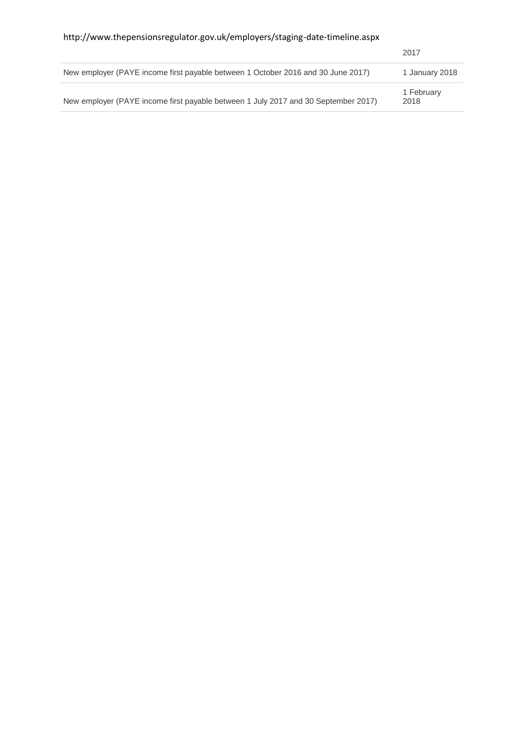http://www.thepensionsregulator.gov.uk/employers/staging-date-timeline.aspx

| | |
|---|---|
| | 2017 |
| New employer (PAYE income first payable between 1 October 2016 and 30 June 2017) | 1 January 2018 |
| New employer (PAYE income first payable between 1 July 2017 and 30 September 2017) | 1 February 2018 |